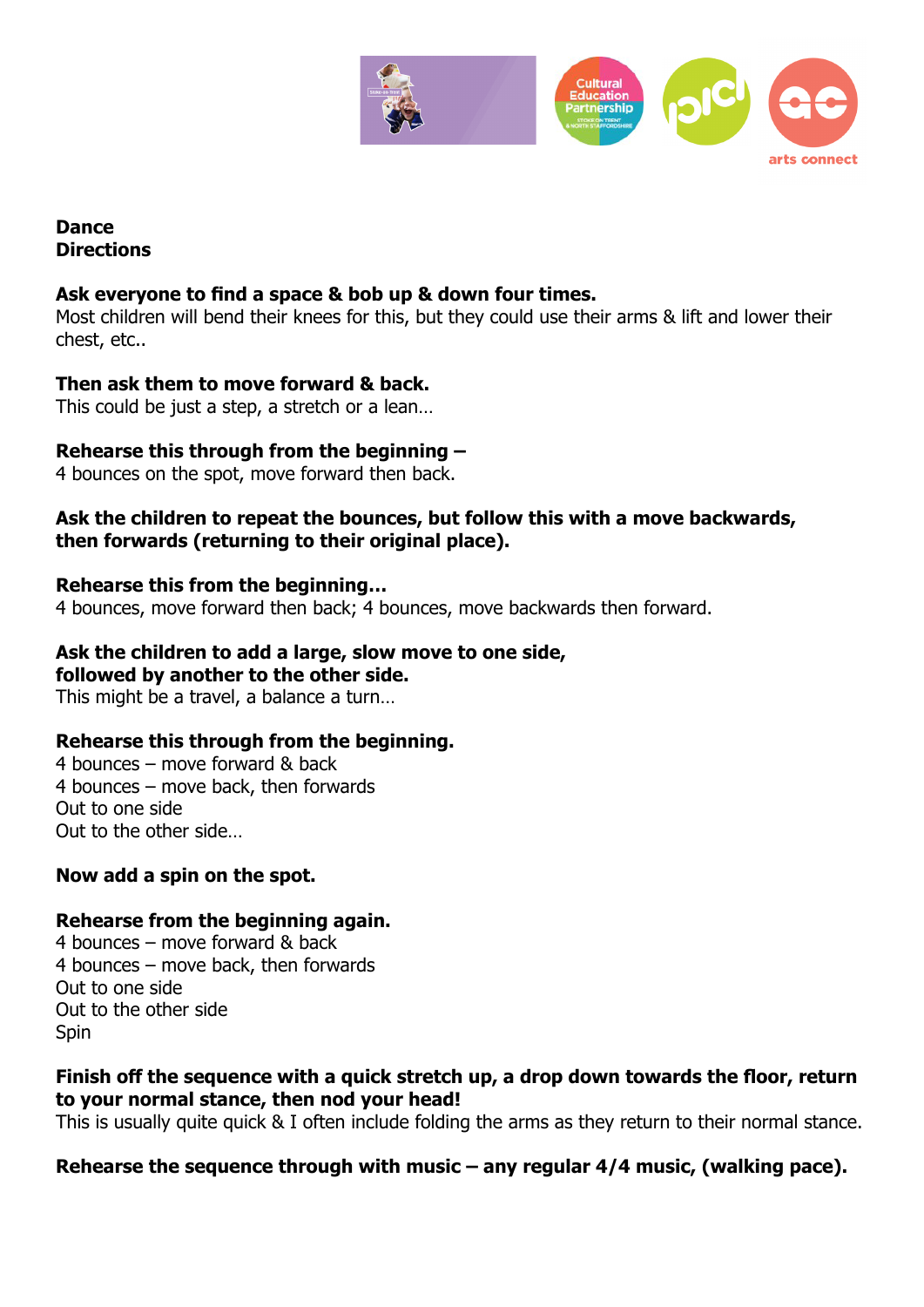**Dance**
**Directions**

**Ask everyone to find a space & bob up & down four times.**
Most children will bend their knees for this, but they could use their arms & lift and lower their chest, etc..

**Then ask them to move forward & back.**
This could be just a step, a stretch or a lean…

**Rehearse this through from the beginning –**
4 bounces on the spot, move forward then back.

**Ask the children to repeat the bounces, but follow this with a move backwards, then forwards (returning to their original place).**

**Rehearse this from the beginning…**
4 bounces, move forward then back; 4 bounces, move backwards then forward.

**Ask the children to add a large, slow move to one side,**
**followed by another to the other side.**
This might be a travel, a balance a turn…

**Rehearse this through from the beginning.**
4 bounces – move forward & back
4 bounces – move back, then forwards
Out to one side
Out to the other side…

**Now add a spin on the spot.**

**Rehearse from the beginning again.**
4 bounces – move forward & back
4 bounces – move back, then forwards
Out to one side
Out to the other side
Spin

**Finish off the sequence with a quick stretch up, a drop down towards the floor, return to your normal stance, then nod your head!**
This is usually quite quick & I often include folding the arms as they return to their normal stance.

**Rehearse the sequence through with music – any regular 4/4 music, (walking pace).**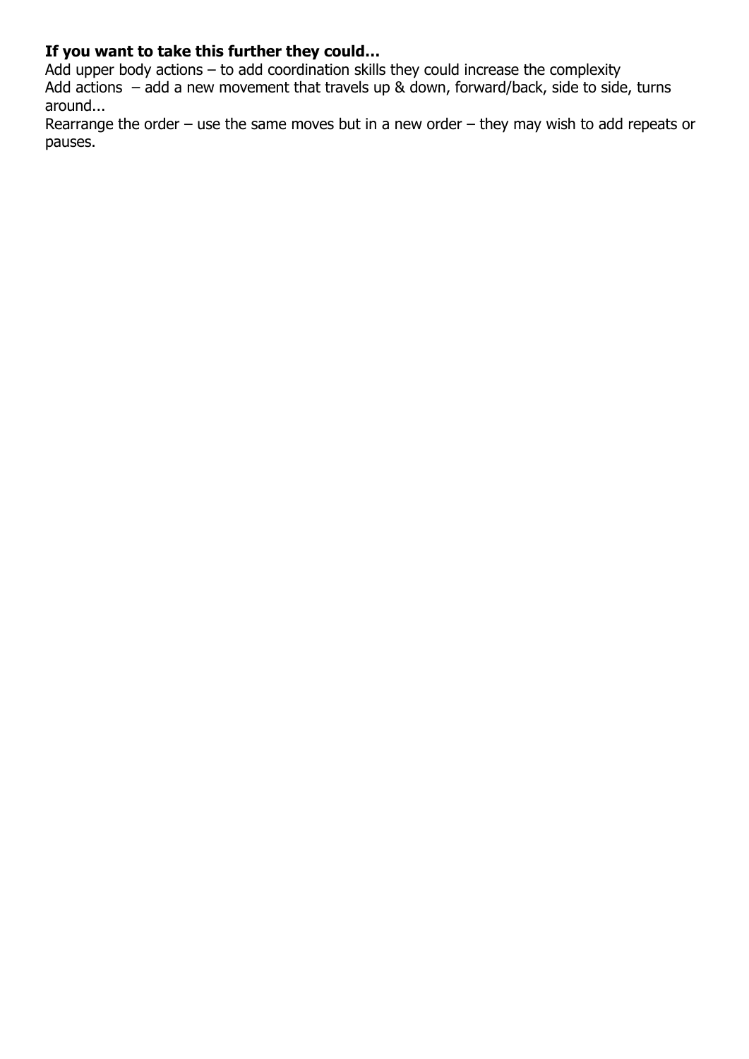**If you want to take this further they could…**

Add upper body actions – to add coordination skills they could increase the complexity
Add actions – add a new movement that travels up & down, forward/back, side to side, turns around...
Rearrange the order – use the same moves but in a new order – they may wish to add repeats or pauses.